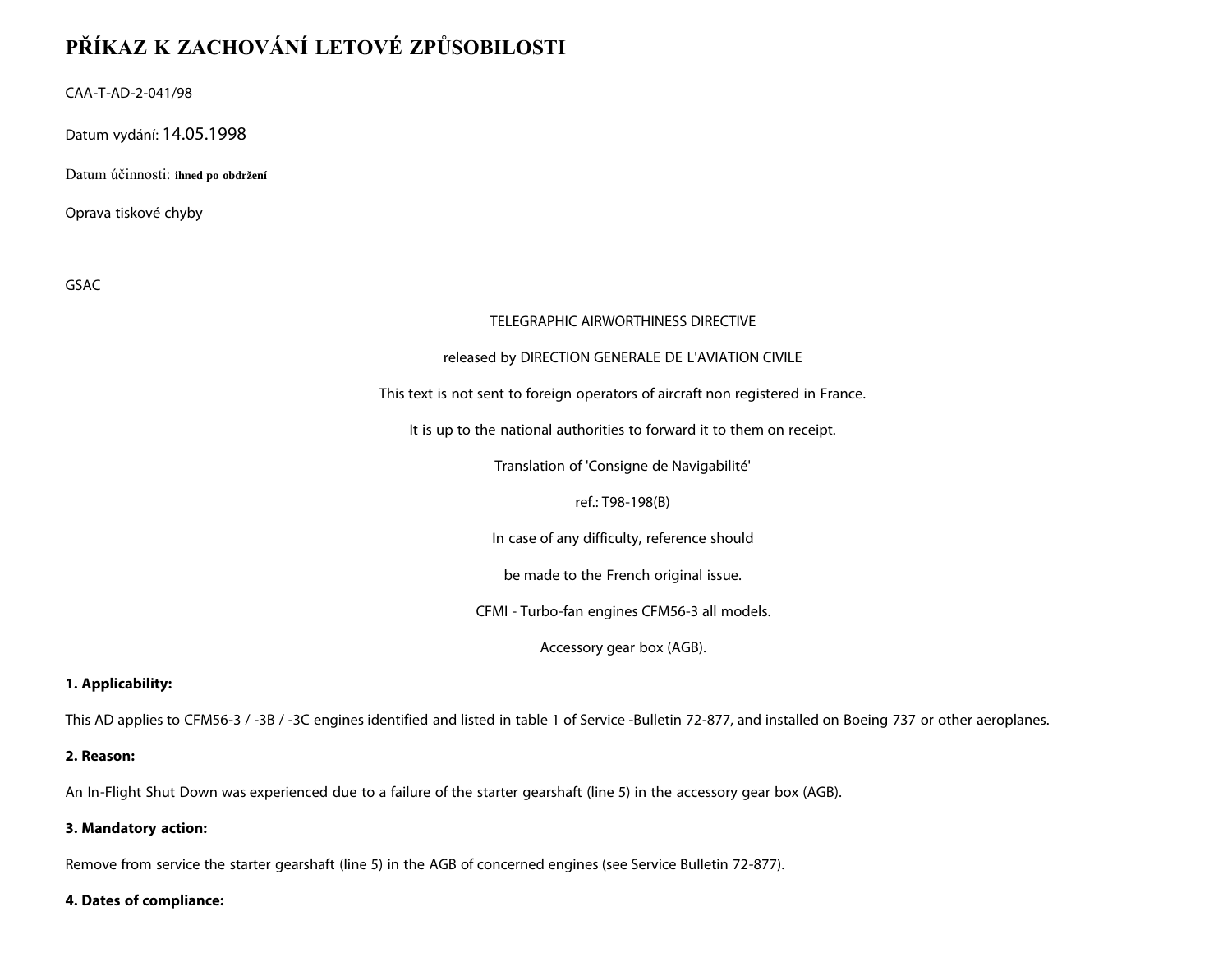# PŘÍKAZ K ZACHOVÁNÍ LETOVÉ ZPŮSOBILOSTI

CAA-T-AD-2-041/98

Datum vydání: 14.05.1998

Datum účinnosti: **ihned po obdržení**

Oprava tiskové chyby

GSAC

TELEGRAPHIC AIRWORTHINESS DIRECTIVE

released by DIRECTION GENERALE DE L'AVIATION CIVILE

This text is not sent to foreign operators of aircraft non registered in France.

It is up to the national authorities to forward it to them on receipt.

Translation of 'Consigne de Navigabilité'

ref.: T98-198(B)

In case of any difficulty, reference should

be made to the French original issue.

CFMI - Turbo-fan engines CFM56-3 all models.

Accessory gear box (AGB).

**1. Applicability:**

This AD applies to CFM56-3 / -3B / -3C engines identified and listed in table 1 of Service -Bulletin 72-877, and installed on Boeing 737 or other aeroplanes.

**2. Reason:**

An In-Flight Shut Down was experienced due to a failure of the starter gearshaft (line 5) in the accessory gear box (AGB).

**3. Mandatory action:**

Remove from service the starter gearshaft (line 5) in the AGB of concerned engines (see Service Bulletin 72-877).

**4. Dates of compliance:**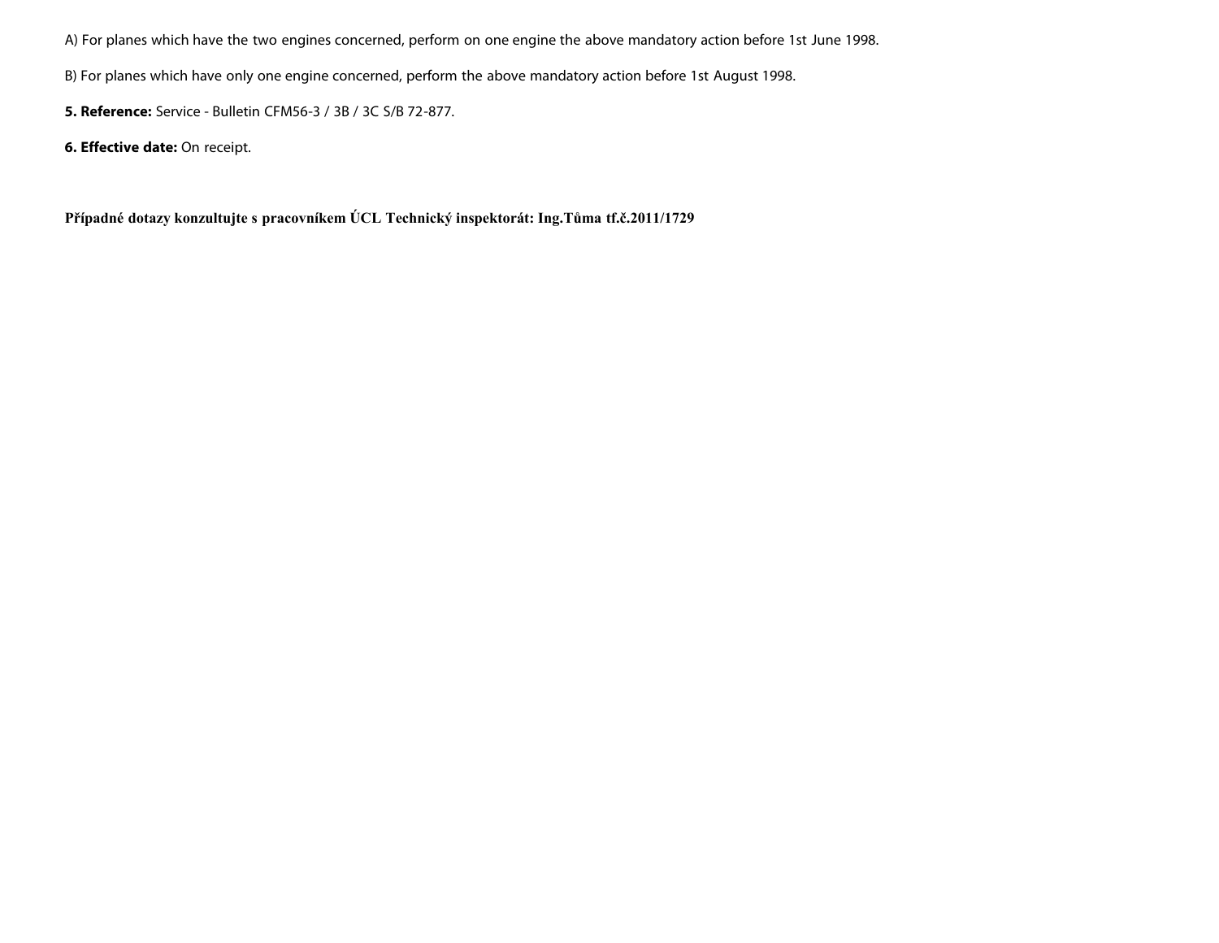A) For planes which have the two engines concerned, perform on one engine the above mandatory action before 1st June 1998.

B) For planes which have only one engine concerned, perform the above mandatory action before 1st August 1998.

**5. Reference:** Service - Bulletin CFM56-3 / 3B / 3C S/B 72-877.

**6. Effective date:** On receipt.

**Případné dotazy konzultujte s pracovníkem ÚCL Technický inspektorát: Ing.Tůma tf.č.2011/1729**